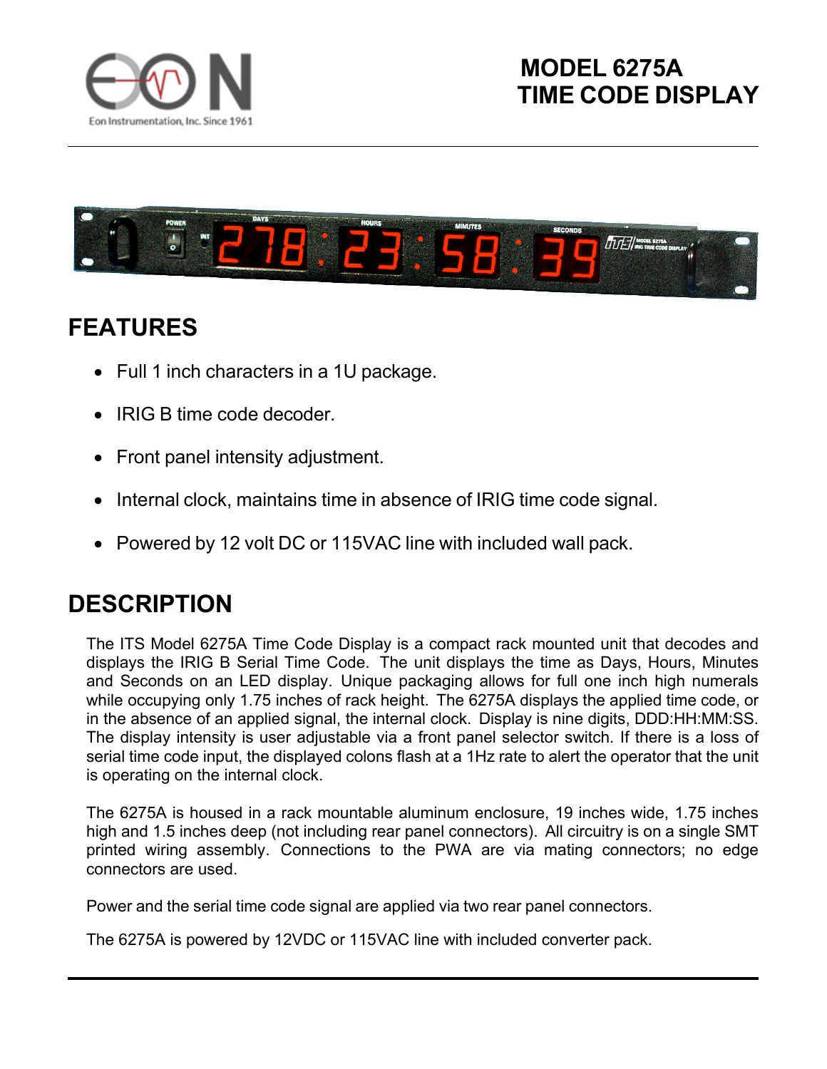Eon Instrumentation, Inc. Since 1961

# MODEL 6275A TIME CODE DISPLAY

## FEATURES

- Full 1 inch characters in a 1U package.
- IRIG B time code decoder.
- Front panel intensity adjustment.
- Internal clock, maintains time in absence of IRIG time code signal.
- Powered by 12 volt DC or 115VAC line with included wall pack.

## DESCRIPTION

The ITS Model 6275A Time Code Display is a compact rack mounted unit that decodes and displays the IRIG B Serial Time Code. The unit displays the time as Days, Hours, Minutes and Seconds on an LED display. Unique packaging allows for full one inch high numerals while occupying only 1.75 inches of rack height. The 6275A displays the applied time code, or in the absence of an applied signal, the internal clock. Display is nine digits, DDD:HH:MM:SS. The display intensity is user adjustable via a front panel selector switch. If there is a loss of serial time code input, the displayed colons flash at a 1Hz rate to alert the operator that the unit is operating on the internal clock.

The 6275A is housed in a rack mountable aluminum enclosure, 19 inches wide, 1.75 inches high and 1.5 inches deep (not including rear panel connectors). All circuitry is on a single SMT printed wiring assembly. Connections to the PWA are via mating connectors; no edge connectors are used.

Power and the serial time code signal are applied via two rear panel connectors.

The 6275A is powered by 12VDC or 115VAC line with included converter pack.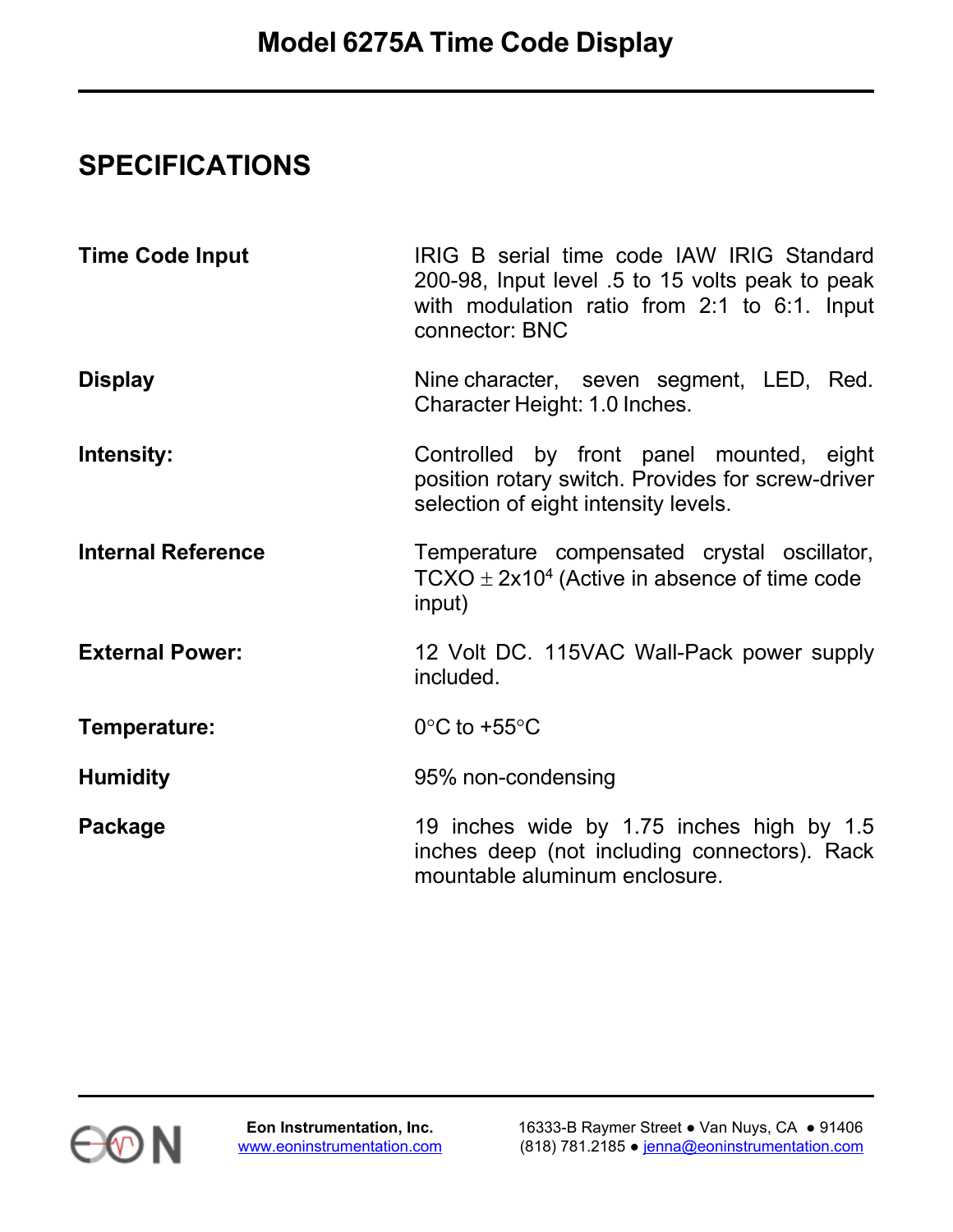# Model 6275A Time Code Display

## SPECIFICATIONS

| | |
|---|---|
| **Time Code Input** | IRIG B serial time code IAW IRIG Standard 200-98, Input level .5 to 15 volts peak to peak with modulation ratio from 2:1 to 6:1. Input connector: BNC |
| **Display** | Nine character, seven segment, LED, Red. Character Height: 1.0 Inches. |
| **Intensity:** | Controlled by front panel mounted, eight position rotary switch. Provides for screw-driver selection of eight intensity levels. |
| **Internal Reference** | Temperature compensated crystal oscillator, TCXO $\pm$ $2x10^4$ (Active in absence of time code input) |
| **External Power:** | 12 Volt DC. 115VAC Wall-Pack power supply included. |
| **Temperature:** | 0°C to +55°C |
| **Humidity** | 95% non-condensing |
| **Package** | 19 inches wide by 1.75 inches high by 1.5 inches deep (not including connectors). Rack mountable aluminum enclosure. |

**Eon Instrumentation, Inc.**
www.eoninstrumentation.com

16333-B Raymer Street ● Van Nuys, CA ● 91406
(818) 781.2185 ● jenna@eoninstrumentation.com